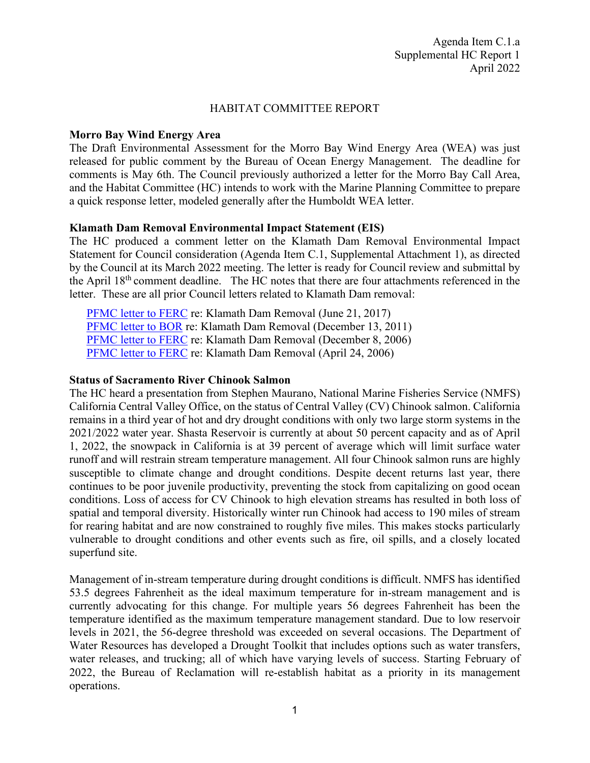Agenda Item C.1.a
Supplemental HC Report 1
April 2022

# HABITAT COMMITTEE REPORT

## Morro Bay Wind Energy Area

The Draft Environmental Assessment for the Morro Bay Wind Energy Area (WEA) was just released for public comment by the Bureau of Ocean Energy Management. The deadline for comments is May 6th. The Council previously authorized a letter for the Morro Bay Call Area, and the Habitat Committee (HC) intends to work with the Marine Planning Committee to prepare a quick response letter, modeled generally after the Humboldt WEA letter.

## Klamath Dam Removal Environmental Impact Statement (EIS)

The HC produced a comment letter on the Klamath Dam Removal Environmental Impact Statement for Council consideration (Agenda Item C.1, Supplemental Attachment 1), as directed by the Council at its March 2022 meeting. The letter is ready for Council review and submittal by the April 18th comment deadline. The HC notes that there are four attachments referenced in the letter. These are all prior Council letters related to Klamath Dam removal:

- PFMC letter to FERC re: Klamath Dam Removal (June 21, 2017)
- PFMC letter to BOR re: Klamath Dam Removal (December 13, 2011)
- PFMC letter to FERC re: Klamath Dam Removal (December 8, 2006)
- PFMC letter to FERC re: Klamath Dam Removal (April 24, 2006)

## Status of Sacramento River Chinook Salmon

The HC heard a presentation from Stephen Maurano, National Marine Fisheries Service (NMFS) California Central Valley Office, on the status of Central Valley (CV) Chinook salmon. California remains in a third year of hot and dry drought conditions with only two large storm systems in the 2021/2022 water year. Shasta Reservoir is currently at about 50 percent capacity and as of April 1, 2022, the snowpack in California is at 39 percent of average which will limit surface water runoff and will restrain stream temperature management. All four Chinook salmon runs are highly susceptible to climate change and drought conditions. Despite decent returns last year, there continues to be poor juvenile productivity, preventing the stock from capitalizing on good ocean conditions. Loss of access for CV Chinook to high elevation streams has resulted in both loss of spatial and temporal diversity. Historically winter run Chinook had access to 190 miles of stream for rearing habitat and are now constrained to roughly five miles. This makes stocks particularly vulnerable to drought conditions and other events such as fire, oil spills, and a closely located superfund site.

Management of in-stream temperature during drought conditions is difficult. NMFS has identified 53.5 degrees Fahrenheit as the ideal maximum temperature for in-stream management and is currently advocating for this change. For multiple years 56 degrees Fahrenheit has been the temperature identified as the maximum temperature management standard. Due to low reservoir levels in 2021, the 56-degree threshold was exceeded on several occasions. The Department of Water Resources has developed a Drought Toolkit that includes options such as water transfers, water releases, and trucking; all of which have varying levels of success. Starting February of 2022, the Bureau of Reclamation will re-establish habitat as a priority in its management operations.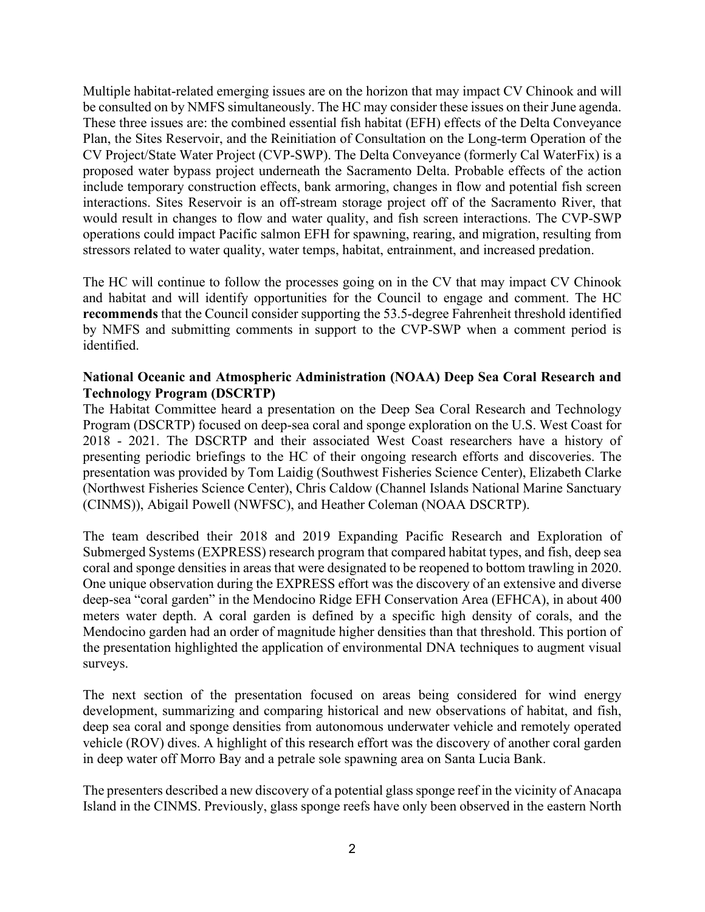Multiple habitat-related emerging issues are on the horizon that may impact CV Chinook and will be consulted on by NMFS simultaneously. The HC may consider these issues on their June agenda. These three issues are: the combined essential fish habitat (EFH) effects of the Delta Conveyance Plan, the Sites Reservoir, and the Reinitiation of Consultation on the Long-term Operation of the CV Project/State Water Project (CVP-SWP). The Delta Conveyance (formerly Cal WaterFix) is a proposed water bypass project underneath the Sacramento Delta. Probable effects of the action include temporary construction effects, bank armoring, changes in flow and potential fish screen interactions. Sites Reservoir is an off-stream storage project off of the Sacramento River, that would result in changes to flow and water quality, and fish screen interactions. The CVP-SWP operations could impact Pacific salmon EFH for spawning, rearing, and migration, resulting from stressors related to water quality, water temps, habitat, entrainment, and increased predation.

The HC will continue to follow the processes going on in the CV that may impact CV Chinook and habitat and will identify opportunities for the Council to engage and comment. The HC **recommends** that the Council consider supporting the 53.5-degree Fahrenheit threshold identified by NMFS and submitting comments in support to the CVP-SWP when a comment period is identified.

**National Oceanic and Atmospheric Administration (NOAA) Deep Sea Coral Research and Technology Program (DSCRTP)**

The Habitat Committee heard a presentation on the Deep Sea Coral Research and Technology Program (DSCRTP) focused on deep-sea coral and sponge exploration on the U.S. West Coast for 2018 - 2021. The DSCRTP and their associated West Coast researchers have a history of presenting periodic briefings to the HC of their ongoing research efforts and discoveries. The presentation was provided by Tom Laidig (Southwest Fisheries Science Center), Elizabeth Clarke (Northwest Fisheries Science Center), Chris Caldow (Channel Islands National Marine Sanctuary (CINMS)), Abigail Powell (NWFSC), and Heather Coleman (NOAA DSCRTP).

The team described their 2018 and 2019 Expanding Pacific Research and Exploration of Submerged Systems (EXPRESS) research program that compared habitat types, and fish, deep sea coral and sponge densities in areas that were designated to be reopened to bottom trawling in 2020. One unique observation during the EXPRESS effort was the discovery of an extensive and diverse deep-sea "coral garden" in the Mendocino Ridge EFH Conservation Area (EFHCA), in about 400 meters water depth. A coral garden is defined by a specific high density of corals, and the Mendocino garden had an order of magnitude higher densities than that threshold. This portion of the presentation highlighted the application of environmental DNA techniques to augment visual surveys.

The next section of the presentation focused on areas being considered for wind energy development, summarizing and comparing historical and new observations of habitat, and fish, deep sea coral and sponge densities from autonomous underwater vehicle and remotely operated vehicle (ROV) dives. A highlight of this research effort was the discovery of another coral garden in deep water off Morro Bay and a petrale sole spawning area on Santa Lucia Bank.

The presenters described a new discovery of a potential glass sponge reef in the vicinity of Anacapa Island in the CINMS. Previously, glass sponge reefs have only been observed in the eastern North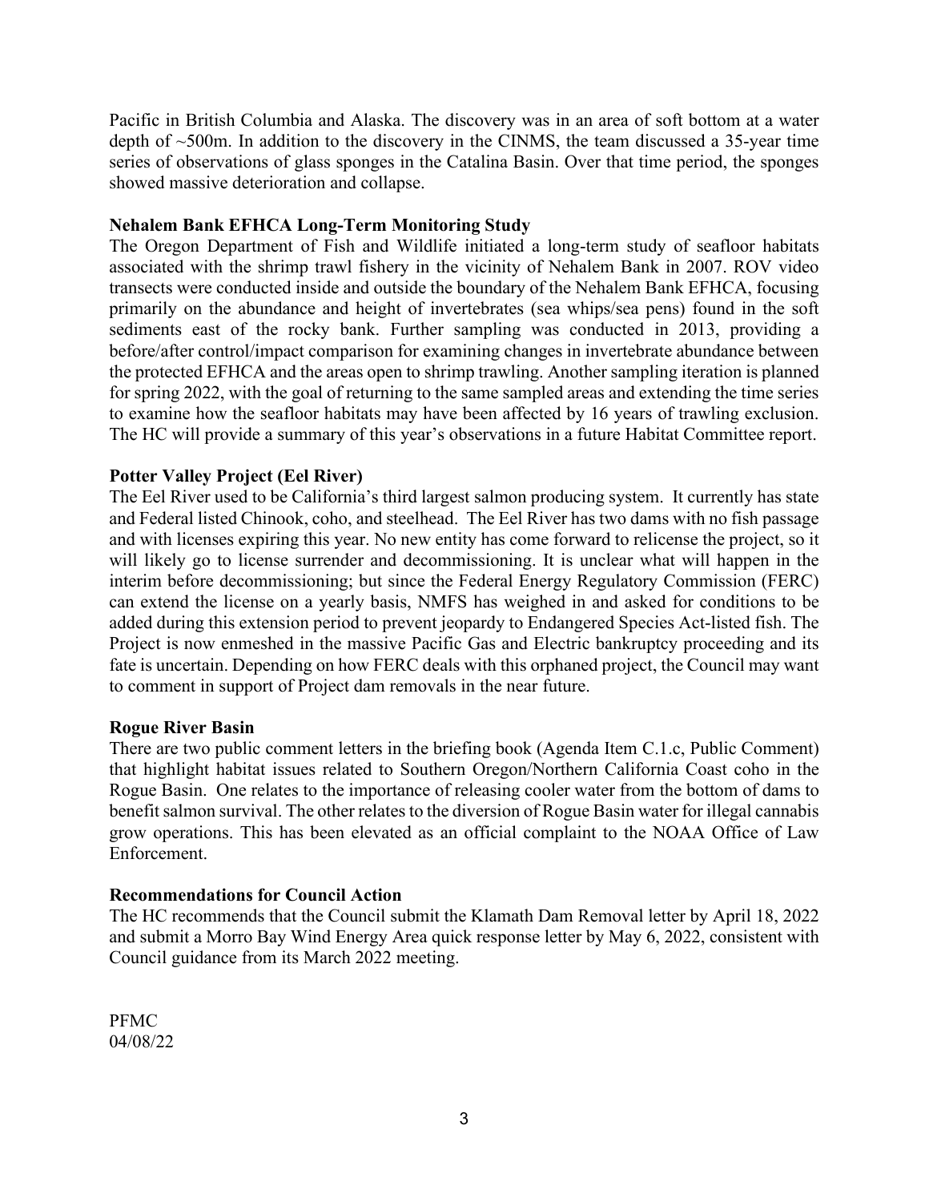Pacific in British Columbia and Alaska. The discovery was in an area of soft bottom at a water depth of ~500m. In addition to the discovery in the CINMS, the team discussed a 35-year time series of observations of glass sponges in the Catalina Basin. Over that time period, the sponges showed massive deterioration and collapse.

**Nehalem Bank EFHCA Long-Term Monitoring Study**

The Oregon Department of Fish and Wildlife initiated a long-term study of seafloor habitats associated with the shrimp trawl fishery in the vicinity of Nehalem Bank in 2007. ROV video transects were conducted inside and outside the boundary of the Nehalem Bank EFHCA, focusing primarily on the abundance and height of invertebrates (sea whips/sea pens) found in the soft sediments east of the rocky bank. Further sampling was conducted in 2013, providing a before/after control/impact comparison for examining changes in invertebrate abundance between the protected EFHCA and the areas open to shrimp trawling. Another sampling iteration is planned for spring 2022, with the goal of returning to the same sampled areas and extending the time series to examine how the seafloor habitats may have been affected by 16 years of trawling exclusion. The HC will provide a summary of this year's observations in a future Habitat Committee report.

**Potter Valley Project (Eel River)**

The Eel River used to be California's third largest salmon producing system. It currently has state and Federal listed Chinook, coho, and steelhead. The Eel River has two dams with no fish passage and with licenses expiring this year. No new entity has come forward to relicense the project, so it will likely go to license surrender and decommissioning. It is unclear what will happen in the interim before decommissioning; but since the Federal Energy Regulatory Commission (FERC) can extend the license on a yearly basis, NMFS has weighed in and asked for conditions to be added during this extension period to prevent jeopardy to Endangered Species Act-listed fish. The Project is now enmeshed in the massive Pacific Gas and Electric bankruptcy proceeding and its fate is uncertain. Depending on how FERC deals with this orphaned project, the Council may want to comment in support of Project dam removals in the near future.

**Rogue River Basin**

There are two public comment letters in the briefing book (Agenda Item C.1.c, Public Comment) that highlight habitat issues related to Southern Oregon/Northern California Coast coho in the Rogue Basin. One relates to the importance of releasing cooler water from the bottom of dams to benefit salmon survival. The other relates to the diversion of Rogue Basin water for illegal cannabis grow operations. This has been elevated as an official complaint to the NOAA Office of Law Enforcement.

**Recommendations for Council Action**

The HC recommends that the Council submit the Klamath Dam Removal letter by April 18, 2022 and submit a Morro Bay Wind Energy Area quick response letter by May 6, 2022, consistent with Council guidance from its March 2022 meeting.

PFMC
04/08/22